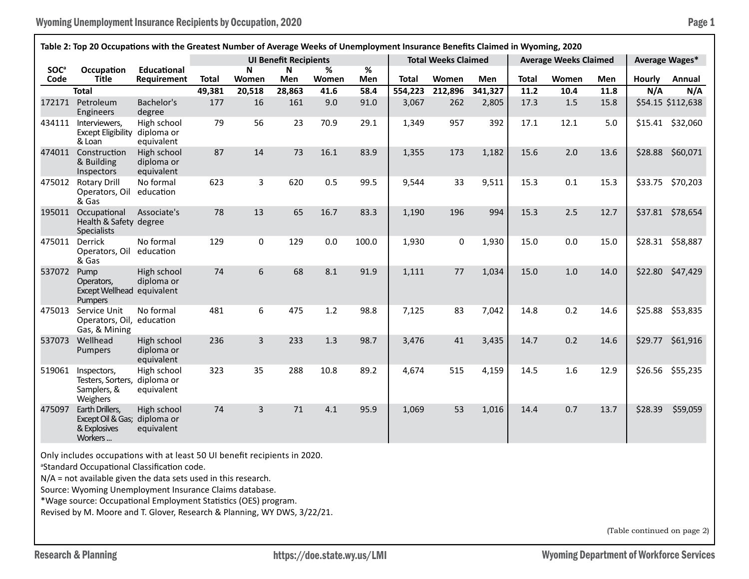**Table 2: Top 20 Occupations with the Greatest Number of Average Weeks of Unemployment Insurance Benefits Claimed in Wyoming, 2020**

| SOC[a] Code | Occupation Title | Educational Requirement | UI Benefit Recipients | | | | | Total Weeks Claimed | | | Average Weeks Claimed | | | Average Wages* | |
|---|---|---|---|---|---|---|---|---|---|---|---|---|---|---|---|
| | | | Total | N Women | N Men | % Women | % Men | Total | Women | Men | Total | Women | Men | Hourly | Annual |
| | **Total** | | **49,381** | **20,518** | **28,863** | **41.6** | **58.4** | **554,223** | **212,896** | **341,327** | **11.2** | **10.4** | **11.8** | **N/A** | **N/A** |
| 172171 | Petroleum Engineers | Bachelor's degree | 177 | 16 | 161 | 9.0 | 91.0 | 3,067 | 262 | 2,805 | 17.3 | 1.5 | 15.8 | $54.15 | $112,638 |
| 434111 | Interviewers, Except Eligibility & Loan | High school diploma or equivalent | 79 | 56 | 23 | 70.9 | 29.1 | 1,349 | 957 | 392 | 17.1 | 12.1 | 5.0 | $15.41 | $32,060 |
| 474011 | Construction & Building Inspectors | High school diploma or equivalent | 87 | 14 | 73 | 16.1 | 83.9 | 1,355 | 173 | 1,182 | 15.6 | 2.0 | 13.6 | $28.88 | $60,071 |
| 475012 | Rotary Drill Operators, Oil & Gas | No formal education | 623 | 3 | 620 | 0.5 | 99.5 | 9,544 | 33 | 9,511 | 15.3 | 0.1 | 15.3 | $33.75 | $70,203 |
| 195011 | Occupational Health & Safety Specialists | Associate's degree | 78 | 13 | 65 | 16.7 | 83.3 | 1,190 | 196 | 994 | 15.3 | 2.5 | 12.7 | $37.81 | $78,654 |
| 475011 | Derrick Operators, Oil & Gas | No formal education | 129 | 0 | 129 | 0.0 | 100.0 | 1,930 | 0 | 1,930 | 15.0 | 0.0 | 15.0 | $28.31 | $58,887 |
| 537072 | Pump Operators, Except Wellhead Pumpers | High school diploma or equivalent | 74 | 6 | 68 | 8.1 | 91.9 | 1,111 | 77 | 1,034 | 15.0 | 1.0 | 14.0 | $22.80 | $47,429 |
| 475013 | Service Unit Operators, Oil, Gas, & Mining | No formal education | 481 | 6 | 475 | 1.2 | 98.8 | 7,125 | 83 | 7,042 | 14.8 | 0.2 | 14.6 | $25.88 | $53,835 |
| 537073 | Wellhead Pumpers | High school diploma or equivalent | 236 | 3 | 233 | 1.3 | 98.7 | 3,476 | 41 | 3,435 | 14.7 | 0.2 | 14.6 | $29.77 | $61,916 |
| 519061 | Inspectors, Testers, Sorters, Samplers, & Weighers | High school diploma or equivalent | 323 | 35 | 288 | 10.8 | 89.2 | 4,674 | 515 | 4,159 | 14.5 | 1.6 | 12.9 | $26.56 | $55,235 |
| 475097 | Earth Drillers, Except Oil & Gas; & Explosives Workers ... | High school diploma or equivalent | 74 | 3 | 71 | 4.1 | 95.9 | 1,069 | 53 | 1,016 | 14.4 | 0.7 | 13.7 | $28.39 | $59,059 |

Only includes occupations with at least 50 UI benefit recipients in 2020.

[a]Standard Occupational Classification code.

N/A = not available given the data sets used in this research.

Source: Wyoming Unemployment Insurance Claims database.

*Wage source: Occupational Employment Statistics (OES) program.

Revised by M. Moore and T. Glover, Research & Planning, WY DWS, 3/22/21.

(Table continued on page 2)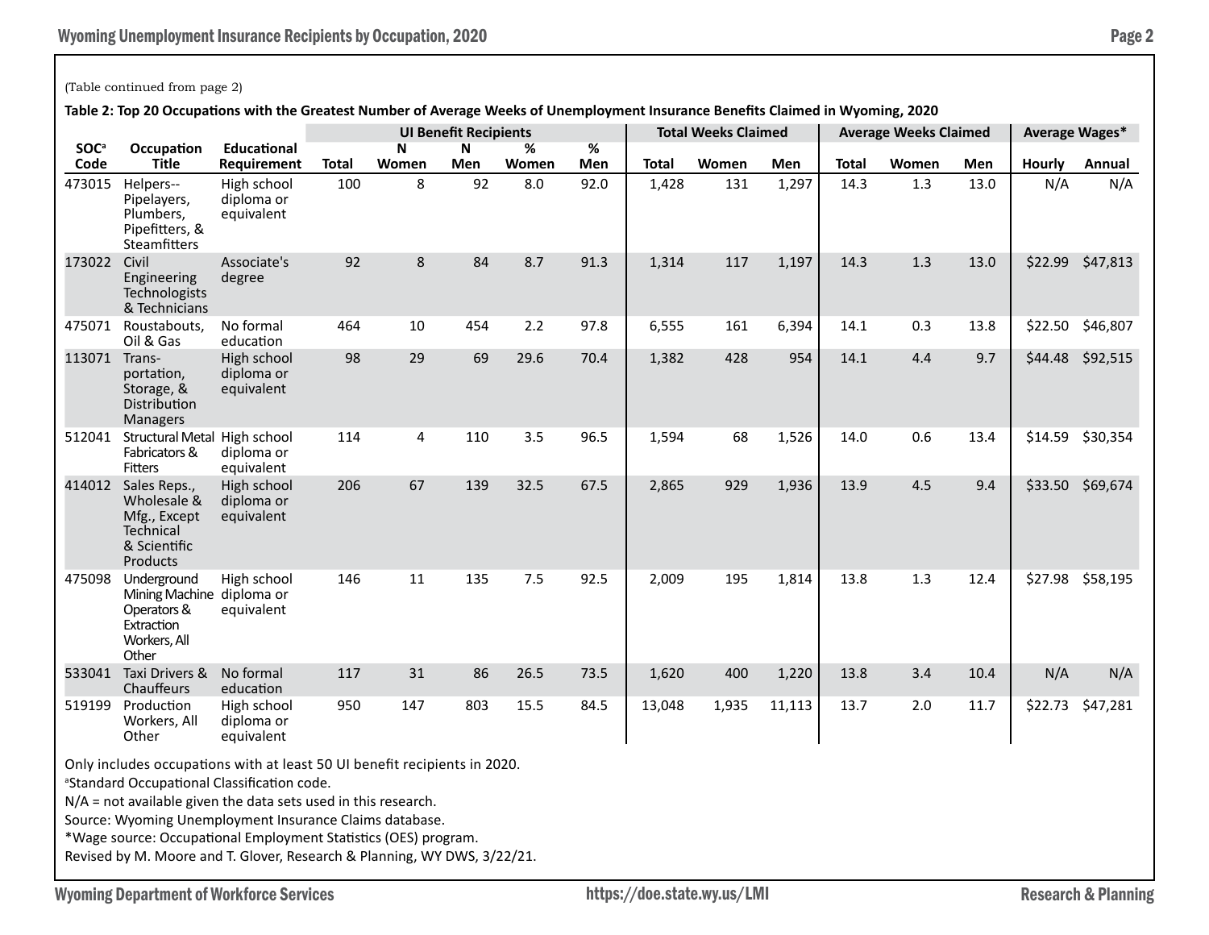(Table continued from page 2)

**Table 2: Top 20 Occupations with the Greatest Number of Average Weeks of Unemployment Insurance Benefits Claimed in Wyoming, 2020**

| | | | UI Benefit Recipients | | | | | Total Weeks Claimed | | | Average Weeks Claimed | | | Average Wages* | |
|---|---|---|---|---|---|---|---|---|---|---|---|---|---|---|---|
| SOC[a] Code | Occupation Title | Educational Requirement | Total | N Women | N Men | % Women | % Men | Total | Women | Men | Total | Women | Men | Hourly | Annual |
| 473015 | Helpers--Pipelayers, Plumbers, Pipefitters, & Steamfitters | High school diploma or equivalent | 100 | 8 | 92 | 8.0 | 92.0 | 1,428 | 131 | 1,297 | 14.3 | 1.3 | 13.0 | N/A | N/A |
| 173022 | Civil Engineering Technologists & Technicians | Associate's degree | 92 | 8 | 84 | 8.7 | 91.3 | 1,314 | 117 | 1,197 | 14.3 | 1.3 | 13.0 | $22.99 | $47,813 |
| 475071 | Roustabouts, Oil & Gas | No formal education | 464 | 10 | 454 | 2.2 | 97.8 | 6,555 | 161 | 6,394 | 14.1 | 0.3 | 13.8 | $22.50 | $46,807 |
| 113071 | Trans-portation, Storage, & Distribution Managers | High school diploma or equivalent | 98 | 29 | 69 | 29.6 | 70.4 | 1,382 | 428 | 954 | 14.1 | 4.4 | 9.7 | $44.48 | $92,515 |
| 512041 | Structural Metal Fabricators & Fitters | High school diploma or equivalent | 114 | 4 | 110 | 3.5 | 96.5 | 1,594 | 68 | 1,526 | 14.0 | 0.6 | 13.4 | $14.59 | $30,354 |
| 414012 | Sales Reps., Wholesale & Mfg., Except Technical & Scientific Products | High school diploma or equivalent | 206 | 67 | 139 | 32.5 | 67.5 | 2,865 | 929 | 1,936 | 13.9 | 4.5 | 9.4 | $33.50 | $69,674 |
| 475098 | Underground Mining Machine Operators & Extraction Workers, All Other | High school diploma or equivalent | 146 | 11 | 135 | 7.5 | 92.5 | 2,009 | 195 | 1,814 | 13.8 | 1.3 | 12.4 | $27.98 | $58,195 |
| 533041 | Taxi Drivers & Chauffeurs | No formal education | 117 | 31 | 86 | 26.5 | 73.5 | 1,620 | 400 | 1,220 | 13.8 | 3.4 | 10.4 | N/A | N/A |
| 519199 | Production Workers, All Other | High school diploma or equivalent | 950 | 147 | 803 | 15.5 | 84.5 | 13,048 | 1,935 | 11,113 | 13.7 | 2.0 | 11.7 | $22.73 | $47,281 |

Only includes occupations with at least 50 UI benefit recipients in 2020.

[a]Standard Occupational Classification code.

N/A = not available given the data sets used in this research.

Source: Wyoming Unemployment Insurance Claims database.

*Wage source: Occupational Employment Statistics (OES) program.

Revised by M. Moore and T. Glover, Research & Planning, WY DWS, 3/22/21.